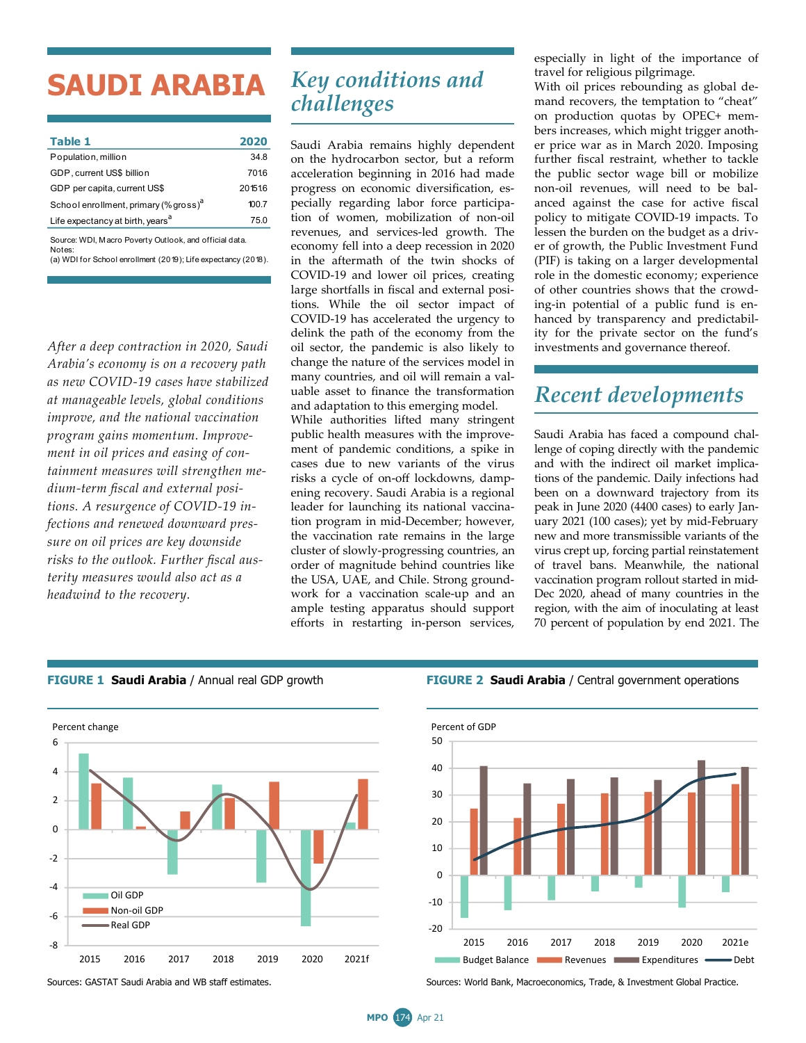# SAUDI ARABIA

| Table 1 | 2020 |
|---|---|
| Population, million | 34.8 |
| GDP, current US$ billion | 701.6 |
| GDP per capita, current US$ | 20151.6 |
| School enrollment, primary (% gross)[a] | 100.7 |
| Life expectancy at birth, years[a] | 75.0 |

Source: WDI, Macro Poverty Outlook, and official data.
Notes:
(a) WDI for School enrollment (2019); Life expectancy (2018).

*After a deep contraction in 2020, Saudi Arabia's economy is on a recovery path as new COVID-19 cases have stabilized at manageable levels, global conditions improve, and the national vaccination program gains momentum. Improvement in oil prices and easing of containment measures will strengthen medium-term fiscal and external positions. A resurgence of COVID-19 infections and renewed downward pressure on oil prices are key downside risks to the outlook. Further fiscal austerity measures would also act as a headwind to the recovery.*

## Key conditions and challenges

Saudi Arabia remains highly dependent on the hydrocarbon sector, but a reform acceleration beginning in 2016 had made progress on economic diversification, especially regarding labor force participation of women, mobilization of non-oil revenues, and services-led growth. The economy fell into a deep recession in 2020 in the aftermath of the twin shocks of COVID-19 and lower oil prices, creating large shortfalls in fiscal and external positions. While the oil sector impact of COVID-19 has accelerated the urgency to delink the path of the economy from the oil sector, the pandemic is also likely to change the nature of the services model in many countries, and oil will remain a valuable asset to finance the transformation and adaptation to this emerging model.

While authorities lifted many stringent public health measures with the improvement of pandemic conditions, a spike in cases due to new variants of the virus risks a cycle of on-off lockdowns, dampening recovery. Saudi Arabia is a regional leader for launching its national vaccination program in mid-December; however, the vaccination rate remains in the large cluster of slowly-progressing countries, an order of magnitude behind countries like the USA, UAE, and Chile. Strong groundwork for a vaccination scale-up and an ample testing apparatus should support efforts in restarting in-person services, especially in light of the importance of travel for religious pilgrimage.

With oil prices rebounding as global demand recovers, the temptation to "cheat" on production quotas by OPEC+ members increases, which might trigger another price war as in March 2020. Imposing further fiscal restraint, whether to tackle the public sector wage bill or mobilize non-oil revenues, will need to be balanced against the case for active fiscal policy to mitigate COVID-19 impacts. To lessen the burden on the budget as a driver of growth, the Public Investment Fund (PIF) is taking on a larger developmental role in the domestic economy; experience of other countries shows that the crowding-in potential of a public fund is enhanced by transparency and predictability for the private sector on the fund's investments and governance thereof.

## Recent developments

Saudi Arabia has faced a compound challenge of coping directly with the pandemic and with the indirect oil market implications of the pandemic. Daily infections had been on a downward trajectory from its peak in June 2020 (4400 cases) to early January 2021 (100 cases); yet by mid-February new and more transmissible variants of the virus crept up, forcing partial reinstatement of travel bans. Meanwhile, the national vaccination program rollout started in mid-Dec 2020, ahead of many countries in the region, with the aim of inoculating at least 70 percent of population by end 2021. The

**FIGURE 1 Saudi Arabia** / Annual real GDP growth

Sources: GASTAT Saudi Arabia and WB staff estimates.

**FIGURE 2 Saudi Arabia** / Central government operations

Sources: World Bank, Macroeconomics, Trade, & Investment Global Practice.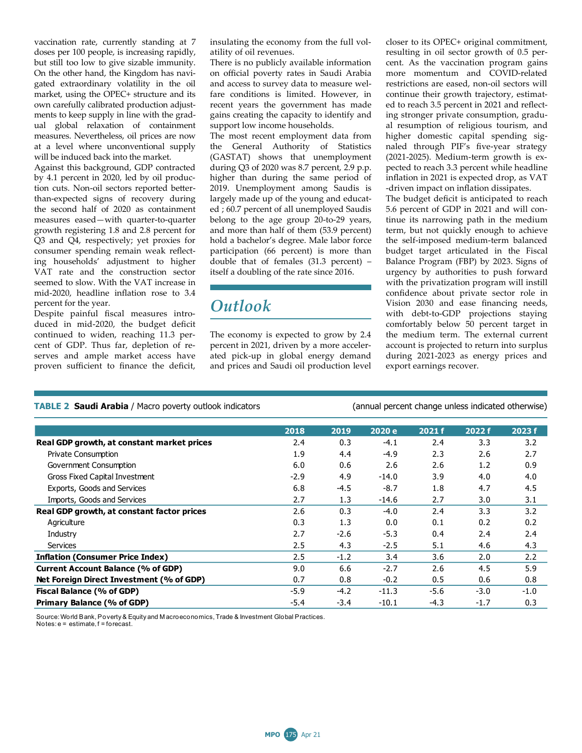vaccination rate, currently standing at 7 doses per 100 people, is increasing rapidly, but still too low to give sizable immunity. On the other hand, the Kingdom has navigated extraordinary volatility in the oil market, using the OPEC+ structure and its own carefully calibrated production adjustments to keep supply in line with the gradual global relaxation of containment measures. Nevertheless, oil prices are now at a level where unconventional supply will be induced back into the market.

Against this background, GDP contracted by 4.1 percent in 2020, led by oil production cuts. Non-oil sectors reported better-than-expected signs of recovery during the second half of 2020 as containment measures eased—with quarter-to-quarter growth registering 1.8 and 2.8 percent for Q3 and Q4, respectively; yet proxies for consumer spending remain weak reflecting households' adjustment to higher VAT rate and the construction sector seemed to slow. With the VAT increase in mid-2020, headline inflation rose to 3.4 percent for the year.

Despite painful fiscal measures introduced in mid-2020, the budget deficit continued to widen, reaching 11.3 percent of GDP. Thus far, depletion of reserves and ample market access have proven sufficient to finance the deficit, insulating the economy from the full volatility of oil revenues.

There is no publicly available information on official poverty rates in Saudi Arabia and access to survey data to measure welfare conditions is limited. However, in recent years the government has made gains creating the capacity to identify and support low income households.

The most recent employment data from the General Authority of Statistics (GASTAT) shows that unemployment during Q3 of 2020 was 8.7 percent, 2.9 p.p. higher than during the same period of 2019. Unemployment among Saudis is largely made up of the young and educated ; 60.7 percent of all unemployed Saudis belong to the age group 20-to-29 years, and more than half of them (53.9 percent) hold a bachelor's degree. Male labor force participation (66 percent) is more than double that of females (31.3 percent) – itself a doubling of the rate since 2016.

## *Outlook*

The economy is expected to grow by 2.4 percent in 2021, driven by a more accelerated pick-up in global energy demand and prices and Saudi oil production level closer to its OPEC+ original commitment, resulting in oil sector growth of 0.5 percent. As the vaccination program gains more momentum and COVID-related restrictions are eased, non-oil sectors will continue their growth trajectory, estimated to reach 3.5 percent in 2021 and reflecting stronger private consumption, gradual resumption of religious tourism, and higher domestic capital spending signaled through PIF's five-year strategy (2021-2025). Medium-term growth is expected to reach 3.3 percent while headline inflation in 2021 is expected drop, as VAT -driven impact on inflation dissipates.

The budget deficit is anticipated to reach 5.6 percent of GDP in 2021 and will continue its narrowing path in the medium term, but not quickly enough to achieve the self-imposed medium-term balanced budget target articulated in the Fiscal Balance Program (FBP) by 2023. Signs of urgency by authorities to push forward with the privatization program will instill confidence about private sector role in Vision 2030 and ease financing needs, with debt-to-GDP projections staying comfortably below 50 percent target in the medium term. The external current account is projected to return into surplus during 2021-2023 as energy prices and export earnings recover.

**TABLE 2 Saudi Arabia** / Macro poverty outlook indicators (annual percent change unless indicated otherwise)

| | 2018 | 2019 | 2020 e | 2021 f | 2022 f | 2023 f |
|---|---|---|---|---|---|---|
| **Real GDP growth, at constant market prices** | 2.4 | 0.3 | -4.1 | 2.4 | 3.3 | 3.2 |
| Private Consumption | 1.9 | 4.4 | -4.9 | 2.3 | 2.6 | 2.7 |
| Government Consumption | 6.0 | 0.6 | 2.6 | 2.6 | 1.2 | 0.9 |
| Gross Fixed Capital Investment | -2.9 | 4.9 | -14.0 | 3.9 | 4.0 | 4.0 |
| Exports, Goods and Services | 6.8 | -4.5 | -8.7 | 1.8 | 4.7 | 4.5 |
| Imports, Goods and Services | 2.7 | 1.3 | -14.6 | 2.7 | 3.0 | 3.1 |
| **Real GDP growth, at constant factor prices** | 2.6 | 0.3 | -4.0 | 2.4 | 3.3 | 3.2 |
| Agriculture | 0.3 | 1.3 | 0.0 | 0.1 | 0.2 | 0.2 |
| Industry | 2.7 | -2.6 | -5.3 | 0.4 | 2.4 | 2.4 |
| Services | 2.5 | 4.3 | -2.5 | 5.1 | 4.6 | 4.3 |
| **Inflation (Consumer Price Index)** | 2.5 | -1.2 | 3.4 | 3.6 | 2.0 | 2.2 |
| **Current Account Balance (% of GDP)** | 9.0 | 6.6 | -2.7 | 2.6 | 4.5 | 5.9 |
| **Net Foreign Direct Investment (% of GDP)** | 0.7 | 0.8 | -0.2 | 0.5 | 0.6 | 0.8 |
| **Fiscal Balance (% of GDP)** | -5.9 | -4.2 | -11.3 | -5.6 | -3.0 | -1.0 |
| **Primary Balance (% of GDP)** | -5.4 | -3.4 | -10.1 | -4.3 | -1.7 | 0.3 |

Source: World Bank, Poverty & Equity and Macroeconomics, Trade & Investment Global Practices.
Notes: e = estimate, f = forecast.